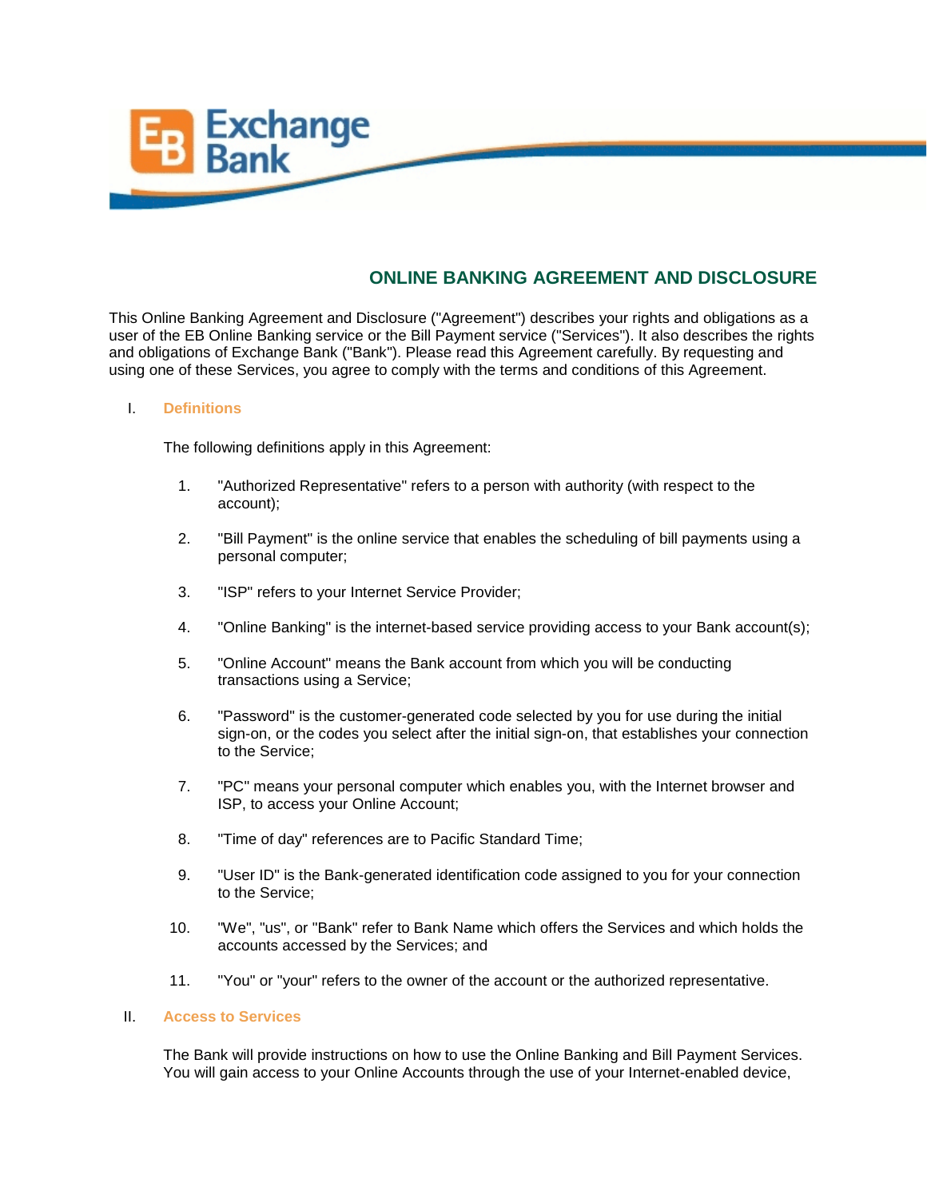Exchange Bank

# ONLINE BANKING AGREEMENT AND DISCLOSURE

This Online Banking Agreement and Disclosure ("Agreement") describes your rights and obligations as a user of the EB Online Banking service or the Bill Payment service ("Services"). It also describes the rights and obligations of Exchange Bank ("Bank"). Please read this Agreement carefully. By requesting and using one of these Services, you agree to comply with the terms and conditions of this Agreement.

## I. Definitions

The following definitions apply in this Agreement:

1. "Authorized Representative" refers to a person with authority (with respect to the account);
2. "Bill Payment" is the online service that enables the scheduling of bill payments using a personal computer;
3. "ISP" refers to your Internet Service Provider;
4. "Online Banking" is the internet-based service providing access to your Bank account(s);
5. "Online Account" means the Bank account from which you will be conducting transactions using a Service;
6. "Password" is the customer-generated code selected by you for use during the initial sign-on, or the codes you select after the initial sign-on, that establishes your connection to the Service;
7. "PC" means your personal computer which enables you, with the Internet browser and ISP, to access your Online Account;
8. "Time of day" references are to Pacific Standard Time;
9. "User ID" is the Bank-generated identification code assigned to you for your connection to the Service;
10. "We", "us", or "Bank" refer to Bank Name which offers the Services and which holds the accounts accessed by the Services; and
11. "You" or "your" refers to the owner of the account or the authorized representative.

## II. Access to Services

The Bank will provide instructions on how to use the Online Banking and Bill Payment Services. You will gain access to your Online Accounts through the use of your Internet-enabled device,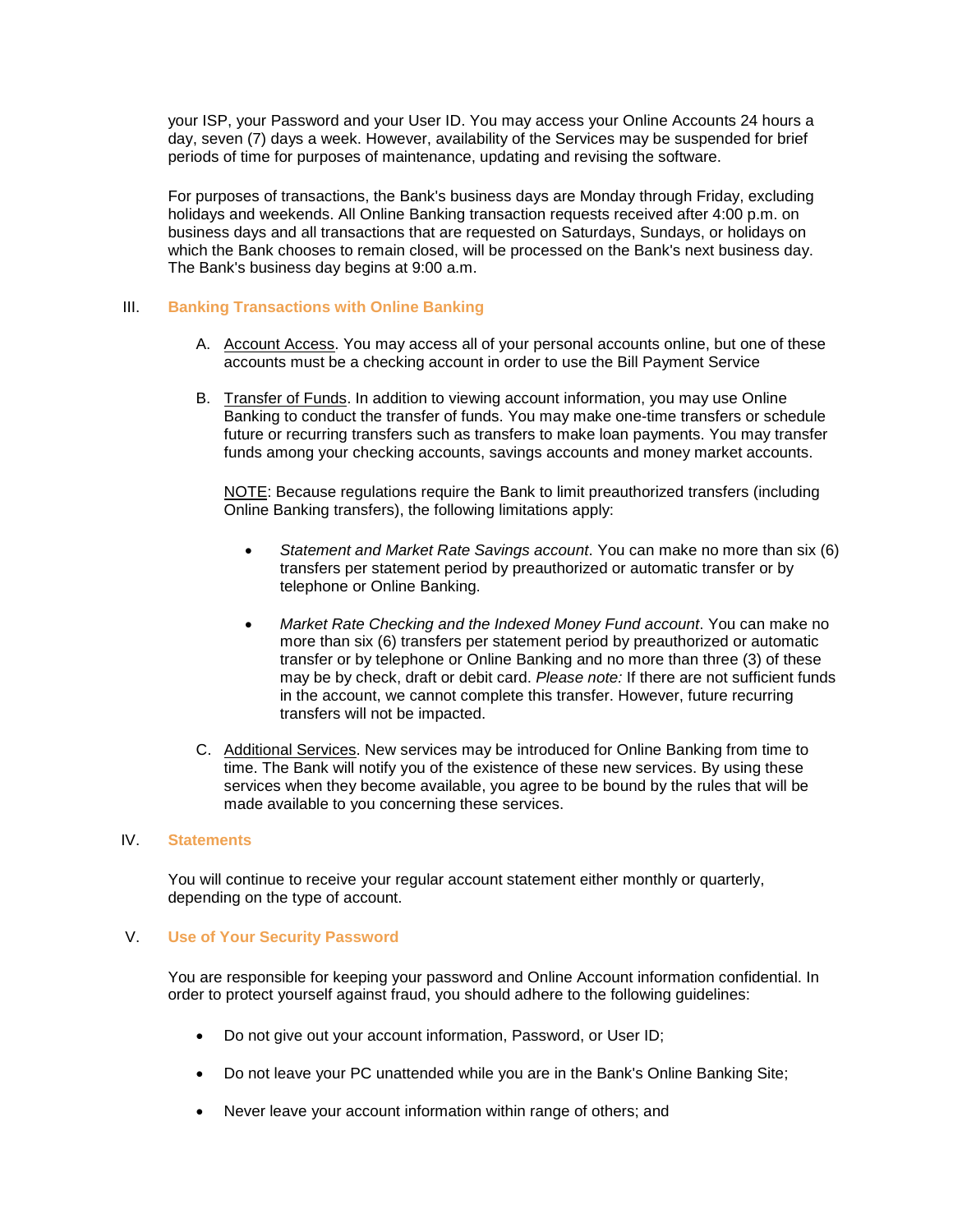your ISP, your Password and your User ID. You may access your Online Accounts 24 hours a day, seven (7) days a week. However, availability of the Services may be suspended for brief periods of time for purposes of maintenance, updating and revising the software.

For purposes of transactions, the Bank's business days are Monday through Friday, excluding holidays and weekends. All Online Banking transaction requests received after 4:00 p.m. on business days and all transactions that are requested on Saturdays, Sundays, or holidays on which the Bank chooses to remain closed, will be processed on the Bank's next business day. The Bank's business day begins at 9:00 a.m.

## III. Banking Transactions with Online Banking

A. Account Access. You may access all of your personal accounts online, but one of these accounts must be a checking account in order to use the Bill Payment Service

B. Transfer of Funds. In addition to viewing account information, you may use Online Banking to conduct the transfer of funds. You may make one-time transfers or schedule future or recurring transfers such as transfers to make loan payments. You may transfer funds among your checking accounts, savings accounts and money market accounts.

NOTE: Because regulations require the Bank to limit preauthorized transfers (including Online Banking transfers), the following limitations apply:

- *Statement and Market Rate Savings account*. You can make no more than six (6) transfers per statement period by preauthorized or automatic transfer or by telephone or Online Banking.

- *Market Rate Checking and the Indexed Money Fund account*. You can make no more than six (6) transfers per statement period by preauthorized or automatic transfer or by telephone or Online Banking and no more than three (3) of these may be by check, draft or debit card. *Please note:* If there are not sufficient funds in the account, we cannot complete this transfer. However, future recurring transfers will not be impacted.

C. Additional Services. New services may be introduced for Online Banking from time to time. The Bank will notify you of the existence of these new services. By using these services when they become available, you agree to be bound by the rules that will be made available to you concerning these services.

## IV. Statements

You will continue to receive your regular account statement either monthly or quarterly, depending on the type of account.

## V. Use of Your Security Password

You are responsible for keeping your password and Online Account information confidential. In order to protect yourself against fraud, you should adhere to the following guidelines:

- Do not give out your account information, Password, or User ID;

- Do not leave your PC unattended while you are in the Bank's Online Banking Site;

- Never leave your account information within range of others; and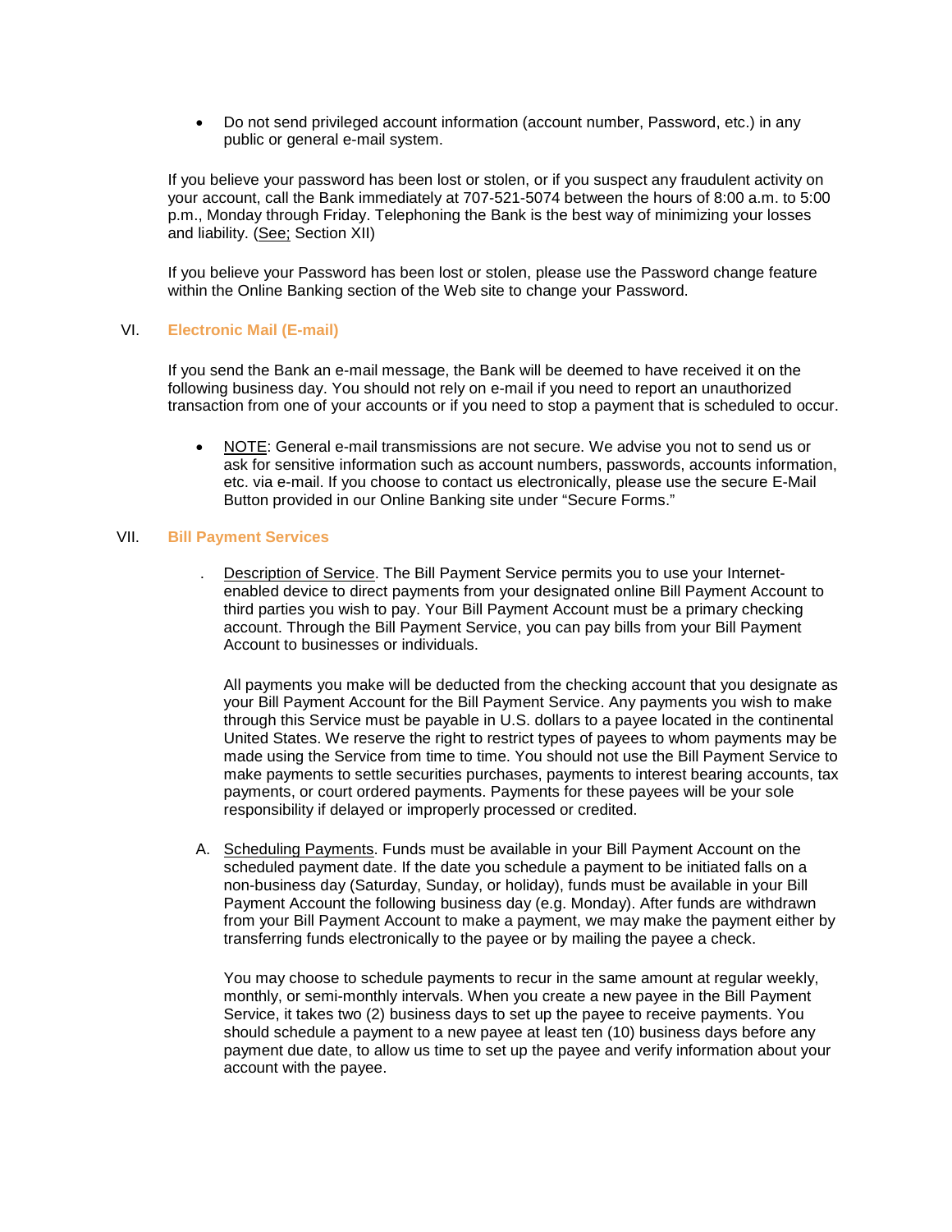- Do not send privileged account information (account number, Password, etc.) in any public or general e-mail system.

If you believe your password has been lost or stolen, or if you suspect any fraudulent activity on your account, call the Bank immediately at 707-521-5074 between the hours of 8:00 a.m. to 5:00 p.m., Monday through Friday. Telephoning the Bank is the best way of minimizing your losses and liability. (See; Section XII)

If you believe your Password has been lost or stolen, please use the Password change feature within the Online Banking section of the Web site to change your Password.

## VI. Electronic Mail (E-mail)

If you send the Bank an e-mail message, the Bank will be deemed to have received it on the following business day. You should not rely on e-mail if you need to report an unauthorized transaction from one of your accounts or if you need to stop a payment that is scheduled to occur.

- NOTE: General e-mail transmissions are not secure. We advise you not to send us or ask for sensitive information such as account numbers, passwords, accounts information, etc. via e-mail. If you choose to contact us electronically, please use the secure E-Mail Button provided in our Online Banking site under "Secure Forms."

## VII. Bill Payment Services

. Description of Service. The Bill Payment Service permits you to use your Internet-enabled device to direct payments from your designated online Bill Payment Account to third parties you wish to pay. Your Bill Payment Account must be a primary checking account. Through the Bill Payment Service, you can pay bills from your Bill Payment Account to businesses or individuals.

All payments you make will be deducted from the checking account that you designate as your Bill Payment Account for the Bill Payment Service. Any payments you wish to make through this Service must be payable in U.S. dollars to a payee located in the continental United States. We reserve the right to restrict types of payees to whom payments may be made using the Service from time to time. You should not use the Bill Payment Service to make payments to settle securities purchases, payments to interest bearing accounts, tax payments, or court ordered payments. Payments for these payees will be your sole responsibility if delayed or improperly processed or credited.

A. Scheduling Payments. Funds must be available in your Bill Payment Account on the scheduled payment date. If the date you schedule a payment to be initiated falls on a non-business day (Saturday, Sunday, or holiday), funds must be available in your Bill Payment Account the following business day (e.g. Monday). After funds are withdrawn from your Bill Payment Account to make a payment, we may make the payment either by transferring funds electronically to the payee or by mailing the payee a check.

You may choose to schedule payments to recur in the same amount at regular weekly, monthly, or semi-monthly intervals. When you create a new payee in the Bill Payment Service, it takes two (2) business days to set up the payee to receive payments. You should schedule a payment to a new payee at least ten (10) business days before any payment due date, to allow us time to set up the payee and verify information about your account with the payee.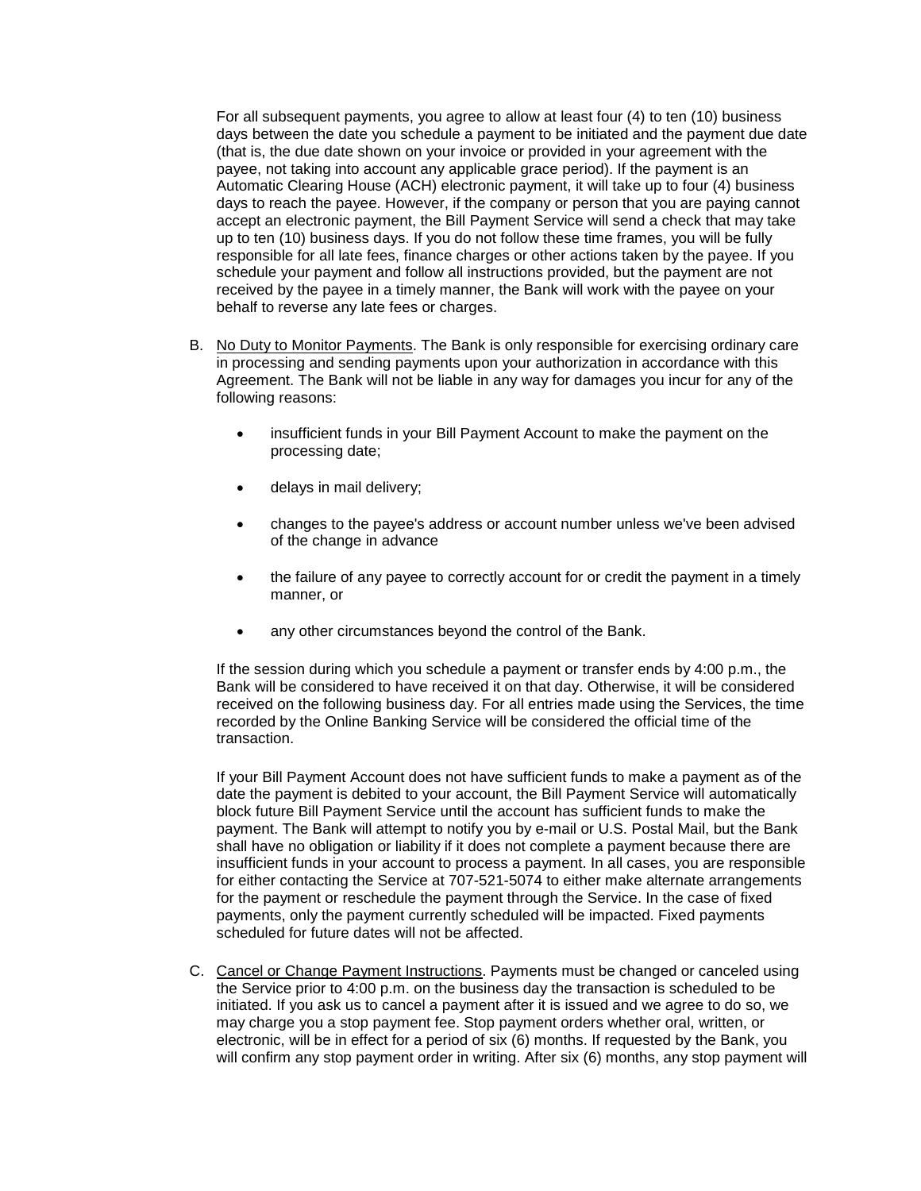For all subsequent payments, you agree to allow at least four (4) to ten (10) business days between the date you schedule a payment to be initiated and the payment due date (that is, the due date shown on your invoice or provided in your agreement with the payee, not taking into account any applicable grace period). If the payment is an Automatic Clearing House (ACH) electronic payment, it will take up to four (4) business days to reach the payee. However, if the company or person that you are paying cannot accept an electronic payment, the Bill Payment Service will send a check that may take up to ten (10) business days. If you do not follow these time frames, you will be fully responsible for all late fees, finance charges or other actions taken by the payee. If you schedule your payment and follow all instructions provided, but the payment are not received by the payee in a timely manner, the Bank will work with the payee on your behalf to reverse any late fees or charges.

B. No Duty to Monitor Payments. The Bank is only responsible for exercising ordinary care in processing and sending payments upon your authorization in accordance with this Agreement. The Bank will not be liable in any way for damages you incur for any of the following reasons:

- insufficient funds in your Bill Payment Account to make the payment on the processing date;
- delays in mail delivery;
- changes to the payee's address or account number unless we've been advised of the change in advance
- the failure of any payee to correctly account for or credit the payment in a timely manner, or
- any other circumstances beyond the control of the Bank.

If the session during which you schedule a payment or transfer ends by 4:00 p.m., the Bank will be considered to have received it on that day. Otherwise, it will be considered received on the following business day. For all entries made using the Services, the time recorded by the Online Banking Service will be considered the official time of the transaction.

If your Bill Payment Account does not have sufficient funds to make a payment as of the date the payment is debited to your account, the Bill Payment Service will automatically block future Bill Payment Service until the account has sufficient funds to make the payment. The Bank will attempt to notify you by e-mail or U.S. Postal Mail, but the Bank shall have no obligation or liability if it does not complete a payment because there are insufficient funds in your account to process a payment. In all cases, you are responsible for either contacting the Service at 707-521-5074 to either make alternate arrangements for the payment or reschedule the payment through the Service. In the case of fixed payments, only the payment currently scheduled will be impacted. Fixed payments scheduled for future dates will not be affected.

C. Cancel or Change Payment Instructions. Payments must be changed or canceled using the Service prior to 4:00 p.m. on the business day the transaction is scheduled to be initiated. If you ask us to cancel a payment after it is issued and we agree to do so, we may charge you a stop payment fee. Stop payment orders whether oral, written, or electronic, will be in effect for a period of six (6) months. If requested by the Bank, you will confirm any stop payment order in writing. After six (6) months, any stop payment will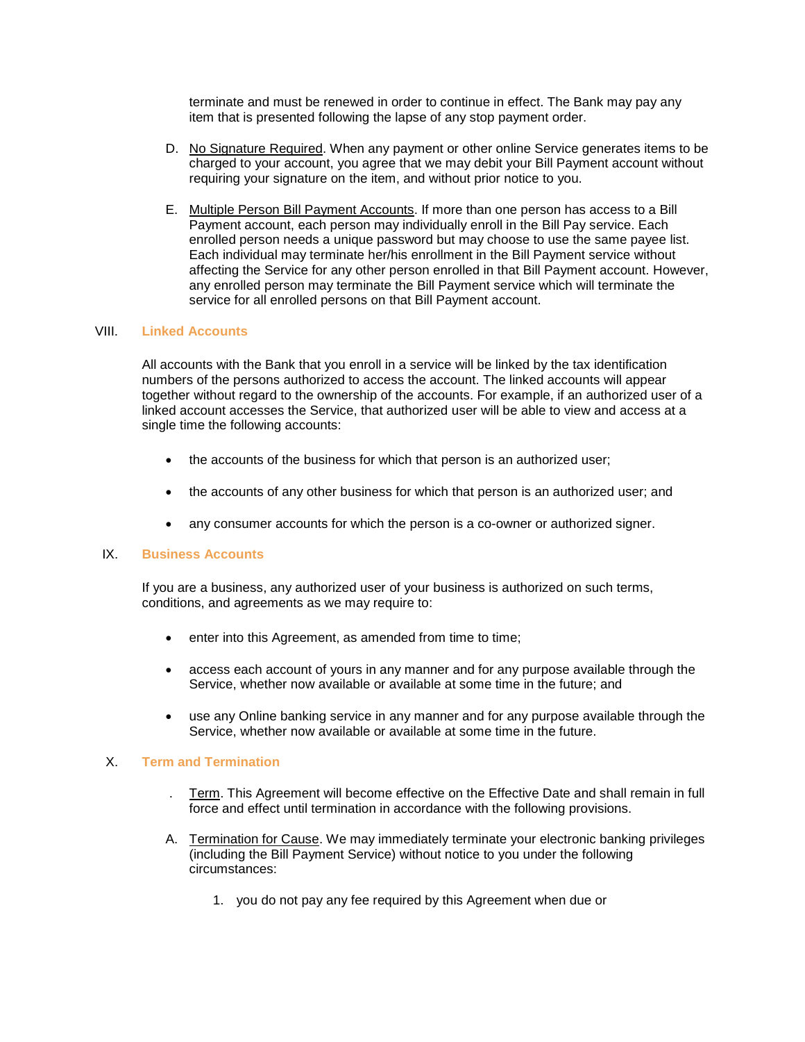terminate and must be renewed in order to continue in effect. The Bank may pay any item that is presented following the lapse of any stop payment order.

D. No Signature Required. When any payment or other online Service generates items to be charged to your account, you agree that we may debit your Bill Payment account without requiring your signature on the item, and without prior notice to you.

E. Multiple Person Bill Payment Accounts. If more than one person has access to a Bill Payment account, each person may individually enroll in the Bill Pay service. Each enrolled person needs a unique password but may choose to use the same payee list. Each individual may terminate her/his enrollment in the Bill Payment service without affecting the Service for any other person enrolled in that Bill Payment account. However, any enrolled person may terminate the Bill Payment service which will terminate the service for all enrolled persons on that Bill Payment account.

## VIII. Linked Accounts

All accounts with the Bank that you enroll in a service will be linked by the tax identification numbers of the persons authorized to access the account. The linked accounts will appear together without regard to the ownership of the accounts. For example, if an authorized user of a linked account accesses the Service, that authorized user will be able to view and access at a single time the following accounts:

- the accounts of the business for which that person is an authorized user;
- the accounts of any other business for which that person is an authorized user; and
- any consumer accounts for which the person is a co-owner or authorized signer.

## IX. Business Accounts

If you are a business, any authorized user of your business is authorized on such terms, conditions, and agreements as we may require to:

- enter into this Agreement, as amended from time to time;
- access each account of yours in any manner and for any purpose available through the Service, whether now available or available at some time in the future; and
- use any Online banking service in any manner and for any purpose available through the Service, whether now available or available at some time in the future.

## X. Term and Termination

. Term. This Agreement will become effective on the Effective Date and shall remain in full force and effect until termination in accordance with the following provisions.

A. Termination for Cause. We may immediately terminate your electronic banking privileges (including the Bill Payment Service) without notice to you under the following circumstances:

1. you do not pay any fee required by this Agreement when due or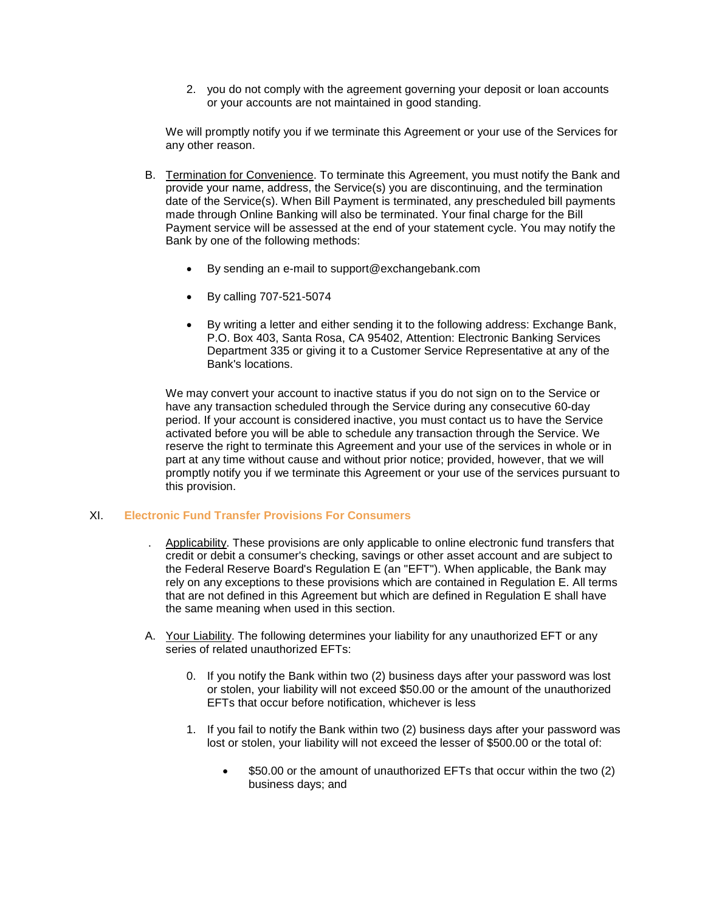2. you do not comply with the agreement governing your deposit or loan accounts or your accounts are not maintained in good standing.

We will promptly notify you if we terminate this Agreement or your use of the Services for any other reason.

B. Termination for Convenience. To terminate this Agreement, you must notify the Bank and provide your name, address, the Service(s) you are discontinuing, and the termination date of the Service(s). When Bill Payment is terminated, any prescheduled bill payments made through Online Banking will also be terminated. Your final charge for the Bill Payment service will be assessed at the end of your statement cycle. You may notify the Bank by one of the following methods:

- By sending an e-mail to support@exchangebank.com
- By calling 707-521-5074
- By writing a letter and either sending it to the following address: Exchange Bank, P.O. Box 403, Santa Rosa, CA 95402, Attention: Electronic Banking Services Department 335 or giving it to a Customer Service Representative at any of the Bank's locations.

We may convert your account to inactive status if you do not sign on to the Service or have any transaction scheduled through the Service during any consecutive 60-day period. If your account is considered inactive, you must contact us to have the Service activated before you will be able to schedule any transaction through the Service. We reserve the right to terminate this Agreement and your use of the services in whole or in part at any time without cause and without prior notice; provided, however, that we will promptly notify you if we terminate this Agreement or your use of the services pursuant to this provision.

## XI. Electronic Fund Transfer Provisions For Consumers

. Applicability. These provisions are only applicable to online electronic fund transfers that credit or debit a consumer's checking, savings or other asset account and are subject to the Federal Reserve Board's Regulation E (an "EFT"). When applicable, the Bank may rely on any exceptions to these provisions which are contained in Regulation E. All terms that are not defined in this Agreement but which are defined in Regulation E shall have the same meaning when used in this section.

A. Your Liability. The following determines your liability for any unauthorized EFT or any series of related unauthorized EFTs:

0. If you notify the Bank within two (2) business days after your password was lost or stolen, your liability will not exceed $50.00 or the amount of the unauthorized EFTs that occur before notification, whichever is less

1. If you fail to notify the Bank within two (2) business days after your password was lost or stolen, your liability will not exceed the lesser of $500.00 or the total of:

   - $50.00 or the amount of unauthorized EFTs that occur within the two (2) business days; and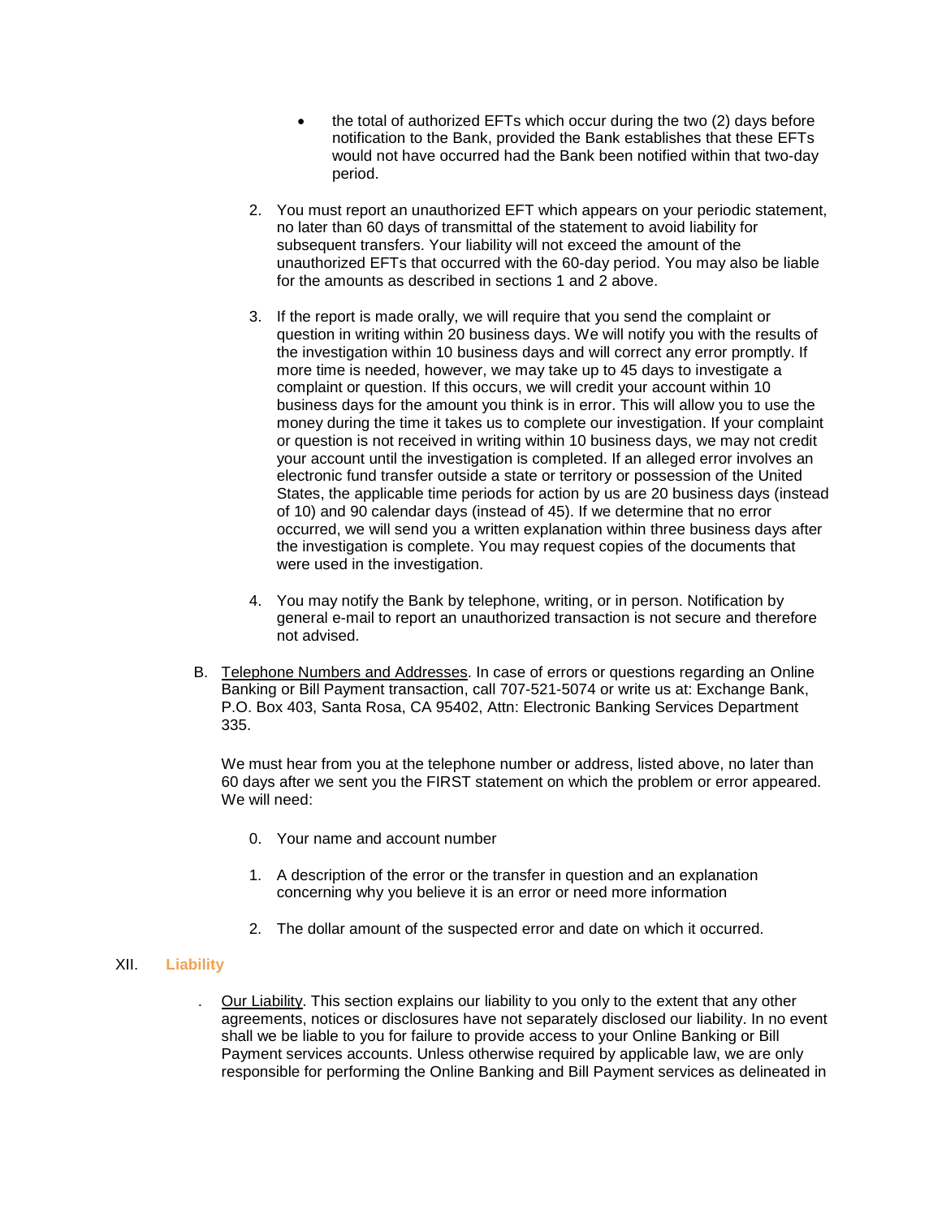- the total of authorized EFTs which occur during the two (2) days before notification to the Bank, provided the Bank establishes that these EFTs would not have occurred had the Bank been notified within that two-day period.

2. You must report an unauthorized EFT which appears on your periodic statement, no later than 60 days of transmittal of the statement to avoid liability for subsequent transfers. Your liability will not exceed the amount of the unauthorized EFTs that occurred with the 60-day period. You may also be liable for the amounts as described in sections 1 and 2 above.

3. If the report is made orally, we will require that you send the complaint or question in writing within 20 business days. We will notify you with the results of the investigation within 10 business days and will correct any error promptly. If more time is needed, however, we may take up to 45 days to investigate a complaint or question. If this occurs, we will credit your account within 10 business days for the amount you think is in error. This will allow you to use the money during the time it takes us to complete our investigation. If your complaint or question is not received in writing within 10 business days, we may not credit your account until the investigation is completed. If an alleged error involves an electronic fund transfer outside a state or territory or possession of the United States, the applicable time periods for action by us are 20 business days (instead of 10) and 90 calendar days (instead of 45). If we determine that no error occurred, we will send you a written explanation within three business days after the investigation is complete. You may request copies of the documents that were used in the investigation.

4. You may notify the Bank by telephone, writing, or in person. Notification by general e-mail to report an unauthorized transaction is not secure and therefore not advised.

B. Telephone Numbers and Addresses. In case of errors or questions regarding an Online Banking or Bill Payment transaction, call 707-521-5074 or write us at: Exchange Bank, P.O. Box 403, Santa Rosa, CA 95402, Attn: Electronic Banking Services Department 335.

   We must hear from you at the telephone number or address, listed above, no later than 60 days after we sent you the FIRST statement on which the problem or error appeared. We will need:

   0. Your name and account number

   1. A description of the error or the transfer in question and an explanation concerning why you believe it is an error or need more information

   2. The dollar amount of the suspected error and date on which it occurred.

## XII. Liability

. Our Liability. This section explains our liability to you only to the extent that any other agreements, notices or disclosures have not separately disclosed our liability. In no event shall we be liable to you for failure to provide access to your Online Banking or Bill Payment services accounts. Unless otherwise required by applicable law, we are only responsible for performing the Online Banking and Bill Payment services as delineated in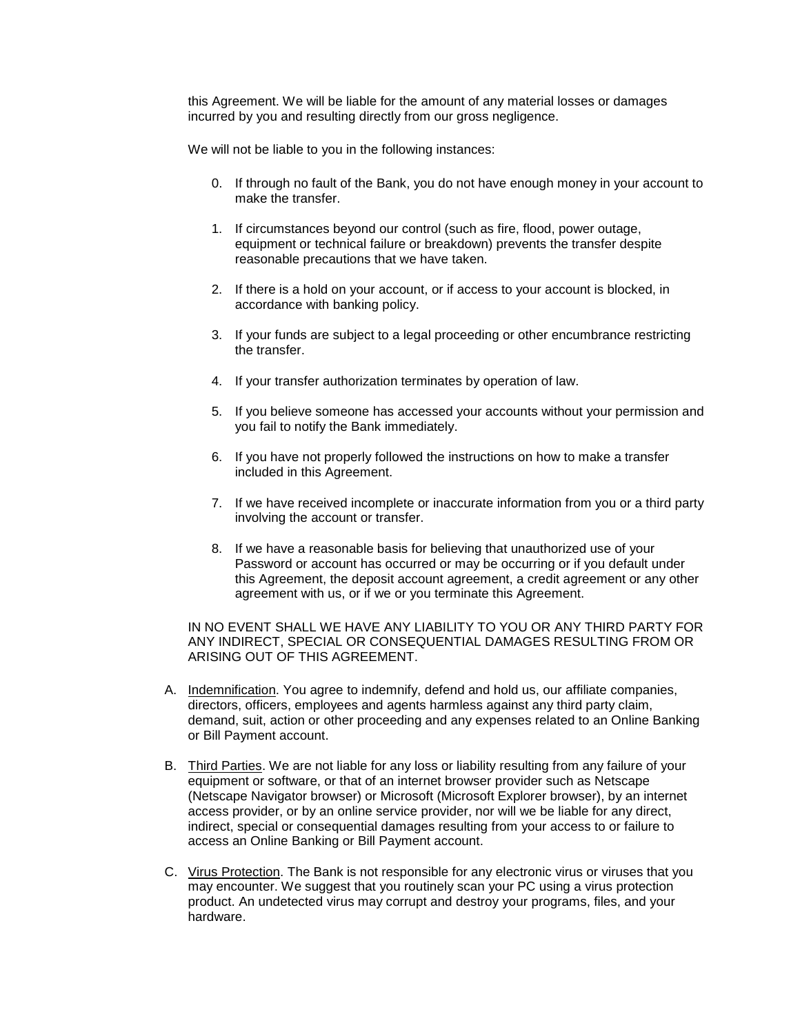this Agreement. We will be liable for the amount of any material losses or damages incurred by you and resulting directly from our gross negligence.

We will not be liable to you in the following instances:

0. If through no fault of the Bank, you do not have enough money in your account to make the transfer.
1. If circumstances beyond our control (such as fire, flood, power outage, equipment or technical failure or breakdown) prevents the transfer despite reasonable precautions that we have taken.
2. If there is a hold on your account, or if access to your account is blocked, in accordance with banking policy.
3. If your funds are subject to a legal proceeding or other encumbrance restricting the transfer.
4. If your transfer authorization terminates by operation of law.
5. If you believe someone has accessed your accounts without your permission and you fail to notify the Bank immediately.
6. If you have not properly followed the instructions on how to make a transfer included in this Agreement.
7. If we have received incomplete or inaccurate information from you or a third party involving the account or transfer.
8. If we have a reasonable basis for believing that unauthorized use of your Password or account has occurred or may be occurring or if you default under this Agreement, the deposit account agreement, a credit agreement or any other agreement with us, or if we or you terminate this Agreement.

IN NO EVENT SHALL WE HAVE ANY LIABILITY TO YOU OR ANY THIRD PARTY FOR ANY INDIRECT, SPECIAL OR CONSEQUENTIAL DAMAGES RESULTING FROM OR ARISING OUT OF THIS AGREEMENT.

A. Indemnification. You agree to indemnify, defend and hold us, our affiliate companies, directors, officers, employees and agents harmless against any third party claim, demand, suit, action or other proceeding and any expenses related to an Online Banking or Bill Payment account.

B. Third Parties. We are not liable for any loss or liability resulting from any failure of your equipment or software, or that of an internet browser provider such as Netscape (Netscape Navigator browser) or Microsoft (Microsoft Explorer browser), by an internet access provider, or by an online service provider, nor will we be liable for any direct, indirect, special or consequential damages resulting from your access to or failure to access an Online Banking or Bill Payment account.

C. Virus Protection. The Bank is not responsible for any electronic virus or viruses that you may encounter. We suggest that you routinely scan your PC using a virus protection product. An undetected virus may corrupt and destroy your programs, files, and your hardware.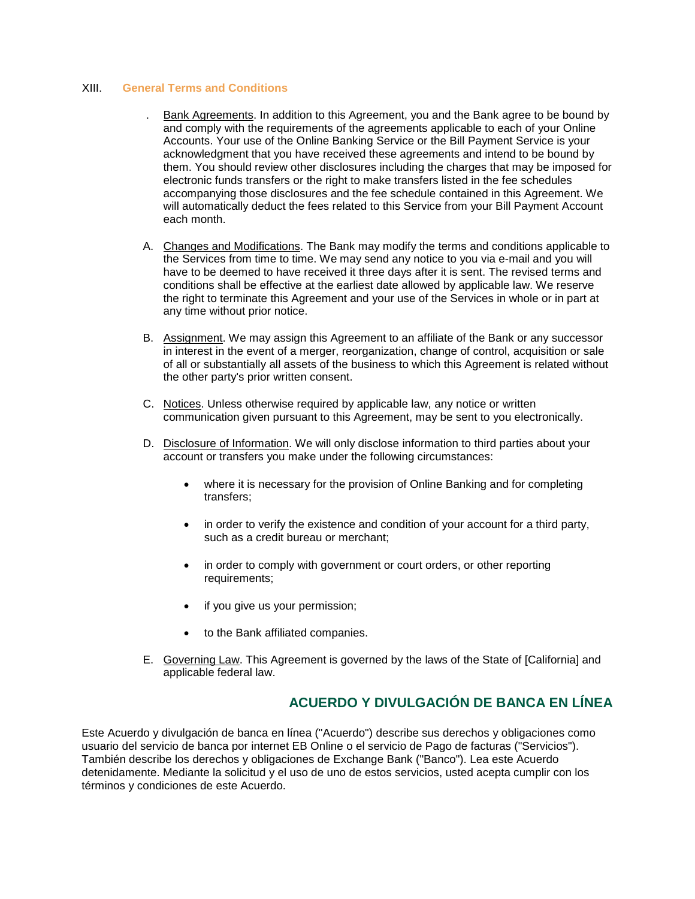## XIII. General Terms and Conditions

. Bank Agreements. In addition to this Agreement, you and the Bank agree to be bound by and comply with the requirements of the agreements applicable to each of your Online Accounts. Your use of the Online Banking Service or the Bill Payment Service is your acknowledgment that you have received these agreements and intend to be bound by them. You should review other disclosures including the charges that may be imposed for electronic funds transfers or the right to make transfers listed in the fee schedules accompanying those disclosures and the fee schedule contained in this Agreement. We will automatically deduct the fees related to this Service from your Bill Payment Account each month.

A. Changes and Modifications. The Bank may modify the terms and conditions applicable to the Services from time to time. We may send any notice to you via e-mail and you will have to be deemed to have received it three days after it is sent. The revised terms and conditions shall be effective at the earliest date allowed by applicable law. We reserve the right to terminate this Agreement and your use of the Services in whole or in part at any time without prior notice.

B. Assignment. We may assign this Agreement to an affiliate of the Bank or any successor in interest in the event of a merger, reorganization, change of control, acquisition or sale of all or substantially all assets of the business to which this Agreement is related without the other party's prior written consent.

C. Notices. Unless otherwise required by applicable law, any notice or written communication given pursuant to this Agreement, may be sent to you electronically.

D. Disclosure of Information. We will only disclose information to third parties about your account or transfers you make under the following circumstances:

- where it is necessary for the provision of Online Banking and for completing transfers;
- in order to verify the existence and condition of your account for a third party, such as a credit bureau or merchant;
- in order to comply with government or court orders, or other reporting requirements;
- if you give us your permission;
- to the Bank affiliated companies.

E. Governing Law. This Agreement is governed by the laws of the State of [California] and applicable federal law.

# ACUERDO Y DIVULGACIÓN DE BANCA EN LÍNEA

Este Acuerdo y divulgación de banca en línea ("Acuerdo") describe sus derechos y obligaciones como usuario del servicio de banca por internet EB Online o el servicio de Pago de facturas ("Servicios"). También describe los derechos y obligaciones de Exchange Bank ("Banco"). Lea este Acuerdo detenidamente. Mediante la solicitud y el uso de uno de estos servicios, usted acepta cumplir con los términos y condiciones de este Acuerdo.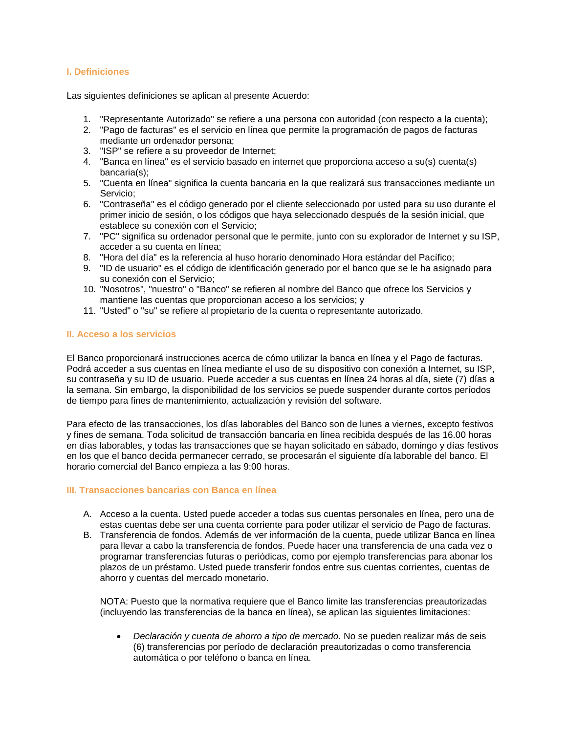## I. Definiciones

Las siguientes definiciones se aplican al presente Acuerdo:

1. "Representante Autorizado" se refiere a una persona con autoridad (con respecto a la cuenta);
2. "Pago de facturas" es el servicio en línea que permite la programación de pagos de facturas mediante un ordenador persona;
3. "ISP" se refiere a su proveedor de Internet;
4. "Banca en línea" es el servicio basado en internet que proporciona acceso a su(s) cuenta(s) bancaria(s);
5. "Cuenta en línea" significa la cuenta bancaria en la que realizará sus transacciones mediante un Servicio;
6. "Contraseña" es el código generado por el cliente seleccionado por usted para su uso durante el primer inicio de sesión, o los códigos que haya seleccionado después de la sesión inicial, que establece su conexión con el Servicio;
7. "PC" significa su ordenador personal que le permite, junto con su explorador de Internet y su ISP, acceder a su cuenta en línea;
8. "Hora del día" es la referencia al huso horario denominado Hora estándar del Pacífico;
9. "ID de usuario" es el código de identificación generado por el banco que se le ha asignado para su conexión con el Servicio;
10. "Nosotros", "nuestro" o "Banco" se refieren al nombre del Banco que ofrece los Servicios y mantiene las cuentas que proporcionan acceso a los servicios; y
11. "Usted" o "su" se refiere al propietario de la cuenta o representante autorizado.

## II. Acceso a los servicios

El Banco proporcionará instrucciones acerca de cómo utilizar la banca en línea y el Pago de facturas. Podrá acceder a sus cuentas en línea mediante el uso de su dispositivo con conexión a Internet, su ISP, su contraseña y su ID de usuario. Puede acceder a sus cuentas en línea 24 horas al día, siete (7) días a la semana. Sin embargo, la disponibilidad de los servicios se puede suspender durante cortos períodos de tiempo para fines de mantenimiento, actualización y revisión del software.

Para efecto de las transacciones, los días laborables del Banco son de lunes a viernes, excepto festivos y fines de semana. Toda solicitud de transacción bancaria en línea recibida después de las 16.00 horas en días laborables, y todas las transacciones que se hayan solicitado en sábado, domingo y días festivos en los que el banco decida permanecer cerrado, se procesarán el siguiente día laborable del banco. El horario comercial del Banco empieza a las 9:00 horas.

## III. Transacciones bancarias con Banca en línea

A. Acceso a la cuenta. Usted puede acceder a todas sus cuentas personales en línea, pero una de estas cuentas debe ser una cuenta corriente para poder utilizar el servicio de Pago de facturas.

B. Transferencia de fondos. Además de ver información de la cuenta, puede utilizar Banca en línea para llevar a cabo la transferencia de fondos. Puede hacer una transferencia de una cada vez o programar transferencias futuras o periódicas, como por ejemplo transferencias para abonar los plazos de un préstamo. Usted puede transferir fondos entre sus cuentas corrientes, cuentas de ahorro y cuentas del mercado monetario.

   NOTA: Puesto que la normativa requiere que el Banco limite las transferencias preautorizadas (incluyendo las transferencias de la banca en línea), se aplican las siguientes limitaciones:

   - *Declaración y cuenta de ahorro a tipo de mercado.* No se pueden realizar más de seis (6) transferencias por período de declaración preautorizadas o como transferencia automática o por teléfono o banca en línea.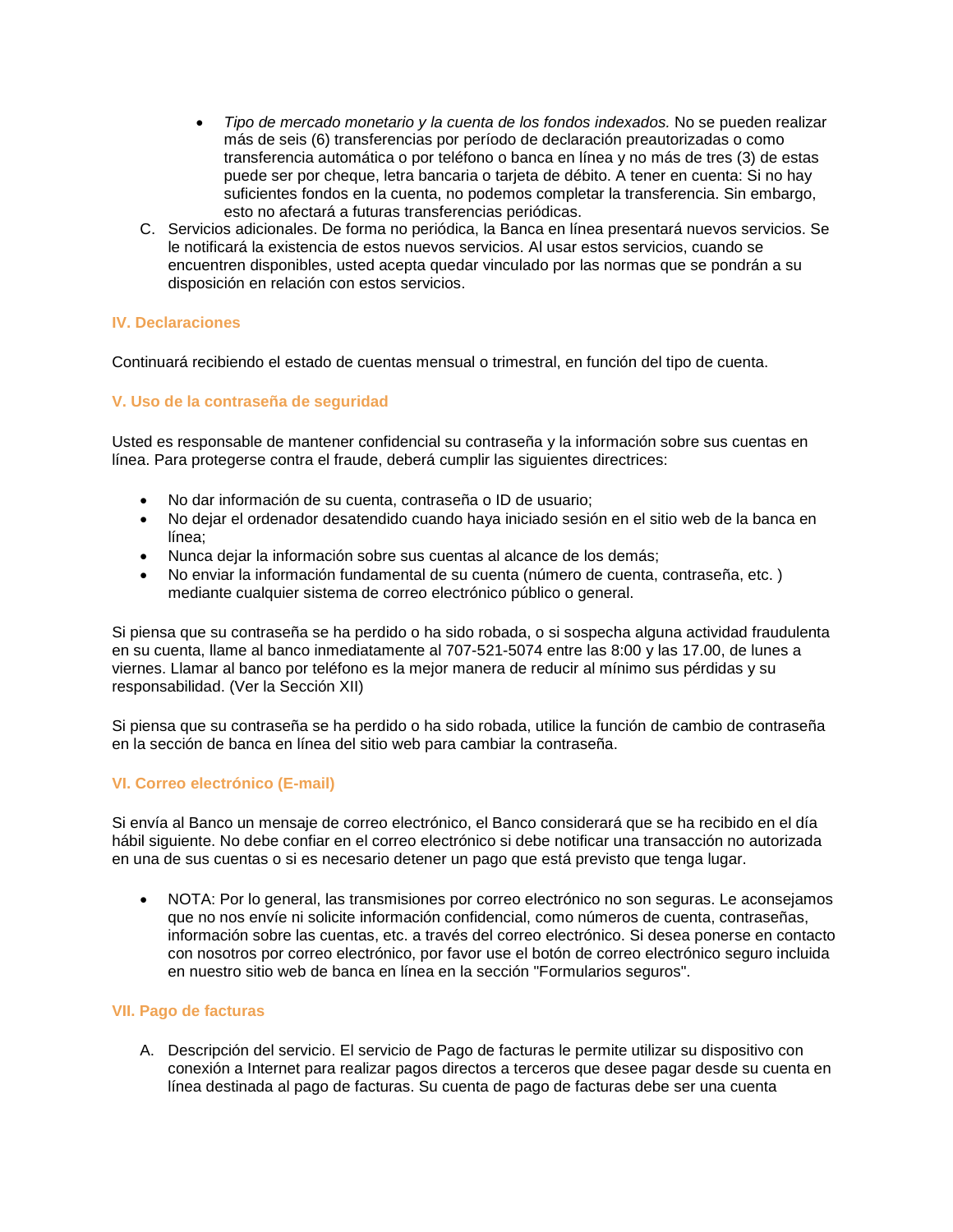- *Tipo de mercado monetario y la cuenta de los fondos indexados.* No se pueden realizar más de seis (6) transferencias por período de declaración preautorizadas o como transferencia automática o por teléfono o banca en línea y no más de tres (3) de estas puede ser por cheque, letra bancaria o tarjeta de débito. A tener en cuenta: Si no hay suficientes fondos en la cuenta, no podemos completar la transferencia. Sin embargo, esto no afectará a futuras transferencias periódicas.

C. Servicios adicionales. De forma no periódica, la Banca en línea presentará nuevos servicios. Se le notificará la existencia de estos nuevos servicios. Al usar estos servicios, cuando se encuentren disponibles, usted acepta quedar vinculado por las normas que se pondrán a su disposición en relación con estos servicios.

## IV. Declaraciones

Continuará recibiendo el estado de cuentas mensual o trimestral, en función del tipo de cuenta.

## V. Uso de la contraseña de seguridad

Usted es responsable de mantener confidencial su contraseña y la información sobre sus cuentas en línea. Para protegerse contra el fraude, deberá cumplir las siguientes directrices:

- No dar información de su cuenta, contraseña o ID de usuario;
- No dejar el ordenador desatendido cuando haya iniciado sesión en el sitio web de la banca en línea;
- Nunca dejar la información sobre sus cuentas al alcance de los demás;
- No enviar la información fundamental de su cuenta (número de cuenta, contraseña, etc. ) mediante cualquier sistema de correo electrónico público o general.

Si piensa que su contraseña se ha perdido o ha sido robada, o si sospecha alguna actividad fraudulenta en su cuenta, llame al banco inmediatamente al 707-521-5074 entre las 8:00 y las 17.00, de lunes a viernes. Llamar al banco por teléfono es la mejor manera de reducir al mínimo sus pérdidas y su responsabilidad. (Ver la Sección XII)

Si piensa que su contraseña se ha perdido o ha sido robada, utilice la función de cambio de contraseña en la sección de banca en línea del sitio web para cambiar la contraseña.

## VI. Correo electrónico (E-mail)

Si envía al Banco un mensaje de correo electrónico, el Banco considerará que se ha recibido en el día hábil siguiente. No debe confiar en el correo electrónico si debe notificar una transacción no autorizada en una de sus cuentas o si es necesario detener un pago que está previsto que tenga lugar.

- NOTA: Por lo general, las transmisiones por correo electrónico no son seguras. Le aconsejamos que no nos envíe ni solicite información confidencial, como números de cuenta, contraseñas, información sobre las cuentas, etc. a través del correo electrónico. Si desea ponerse en contacto con nosotros por correo electrónico, por favor use el botón de correo electrónico seguro incluida en nuestro sitio web de banca en línea en la sección "Formularios seguros".

## VII. Pago de facturas

A. Descripción del servicio. El servicio de Pago de facturas le permite utilizar su dispositivo con conexión a Internet para realizar pagos directos a terceros que desee pagar desde su cuenta en línea destinada al pago de facturas. Su cuenta de pago de facturas debe ser una cuenta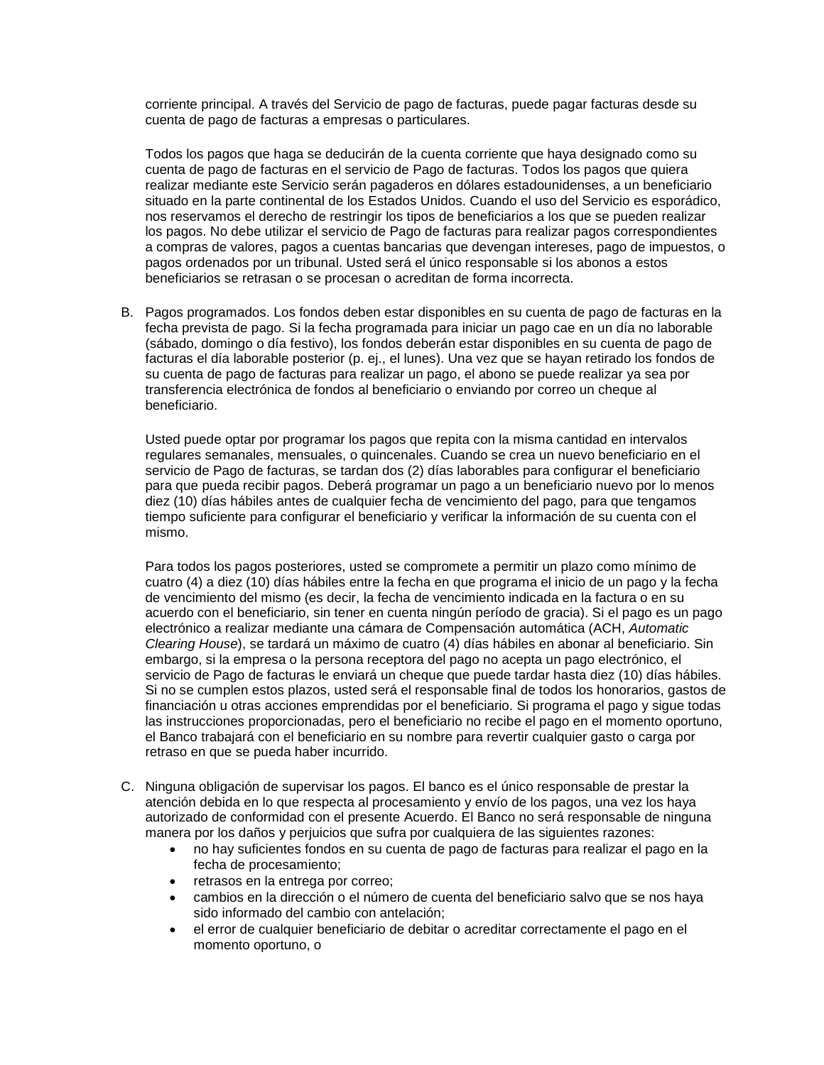corriente principal. A través del Servicio de pago de facturas, puede pagar facturas desde su cuenta de pago de facturas a empresas o particulares.

Todos los pagos que haga se deducirán de la cuenta corriente que haya designado como su cuenta de pago de facturas en el servicio de Pago de facturas. Todos los pagos que quiera realizar mediante este Servicio serán pagaderos en dólares estadounidenses, a un beneficiario situado en la parte continental de los Estados Unidos. Cuando el uso del Servicio es esporádico, nos reservamos el derecho de restringir los tipos de beneficiarios a los que se pueden realizar los pagos. No debe utilizar el servicio de Pago de facturas para realizar pagos correspondientes a compras de valores, pagos a cuentas bancarias que devengan intereses, pago de impuestos, o pagos ordenados por un tribunal. Usted será el único responsable si los abonos a estos beneficiarios se retrasan o se procesan o acreditan de forma incorrecta.

B. Pagos programados. Los fondos deben estar disponibles en su cuenta de pago de facturas en la fecha prevista de pago. Si la fecha programada para iniciar un pago cae en un día no laborable (sábado, domingo o día festivo), los fondos deberán estar disponibles en su cuenta de pago de facturas el día laborable posterior (p. ej., el lunes). Una vez que se hayan retirado los fondos de su cuenta de pago de facturas para realizar un pago, el abono se puede realizar ya sea por transferencia electrónica de fondos al beneficiario o enviando por correo un cheque al beneficiario.

   Usted puede optar por programar los pagos que repita con la misma cantidad en intervalos regulares semanales, mensuales, o quincenales. Cuando se crea un nuevo beneficiario en el servicio de Pago de facturas, se tardan dos (2) días laborables para configurar el beneficiario para que pueda recibir pagos. Deberá programar un pago a un beneficiario nuevo por lo menos diez (10) días hábiles antes de cualquier fecha de vencimiento del pago, para que tengamos tiempo suficiente para configurar el beneficiario y verificar la información de su cuenta con el mismo.

   Para todos los pagos posteriores, usted se compromete a permitir un plazo como mínimo de cuatro (4) a diez (10) días hábiles entre la fecha en que programa el inicio de un pago y la fecha de vencimiento del mismo (es decir, la fecha de vencimiento indicada en la factura o en su acuerdo con el beneficiario, sin tener en cuenta ningún período de gracia). Si el pago es un pago electrónico a realizar mediante una cámara de Compensación automática (ACH, *Automatic Clearing House*), se tardará un máximo de cuatro (4) días hábiles en abonar al beneficiario. Sin embargo, si la empresa o la persona receptora del pago no acepta un pago electrónico, el servicio de Pago de facturas le enviará un cheque que puede tardar hasta diez (10) días hábiles. Si no se cumplen estos plazos, usted será el responsable final de todos los honorarios, gastos de financiación u otras acciones emprendidas por el beneficiario. Si programa el pago y sigue todas las instrucciones proporcionadas, pero el beneficiario no recibe el pago en el momento oportuno, el Banco trabajará con el beneficiario en su nombre para revertir cualquier gasto o carga por retraso en que se pueda haber incurrido.

C. Ninguna obligación de supervisar los pagos. El banco es el único responsable de prestar la atención debida en lo que respecta al procesamiento y envío de los pagos, una vez los haya autorizado de conformidad con el presente Acuerdo. El Banco no será responsable de ninguna manera por los daños y perjuicios que sufra por cualquiera de las siguientes razones:
   - no hay suficientes fondos en su cuenta de pago de facturas para realizar el pago en la fecha de procesamiento;
   - retrasos en la entrega por correo;
   - cambios en la dirección o el número de cuenta del beneficiario salvo que se nos haya sido informado del cambio con antelación;
   - el error de cualquier beneficiario de debitar o acreditar correctamente el pago en el momento oportuno, o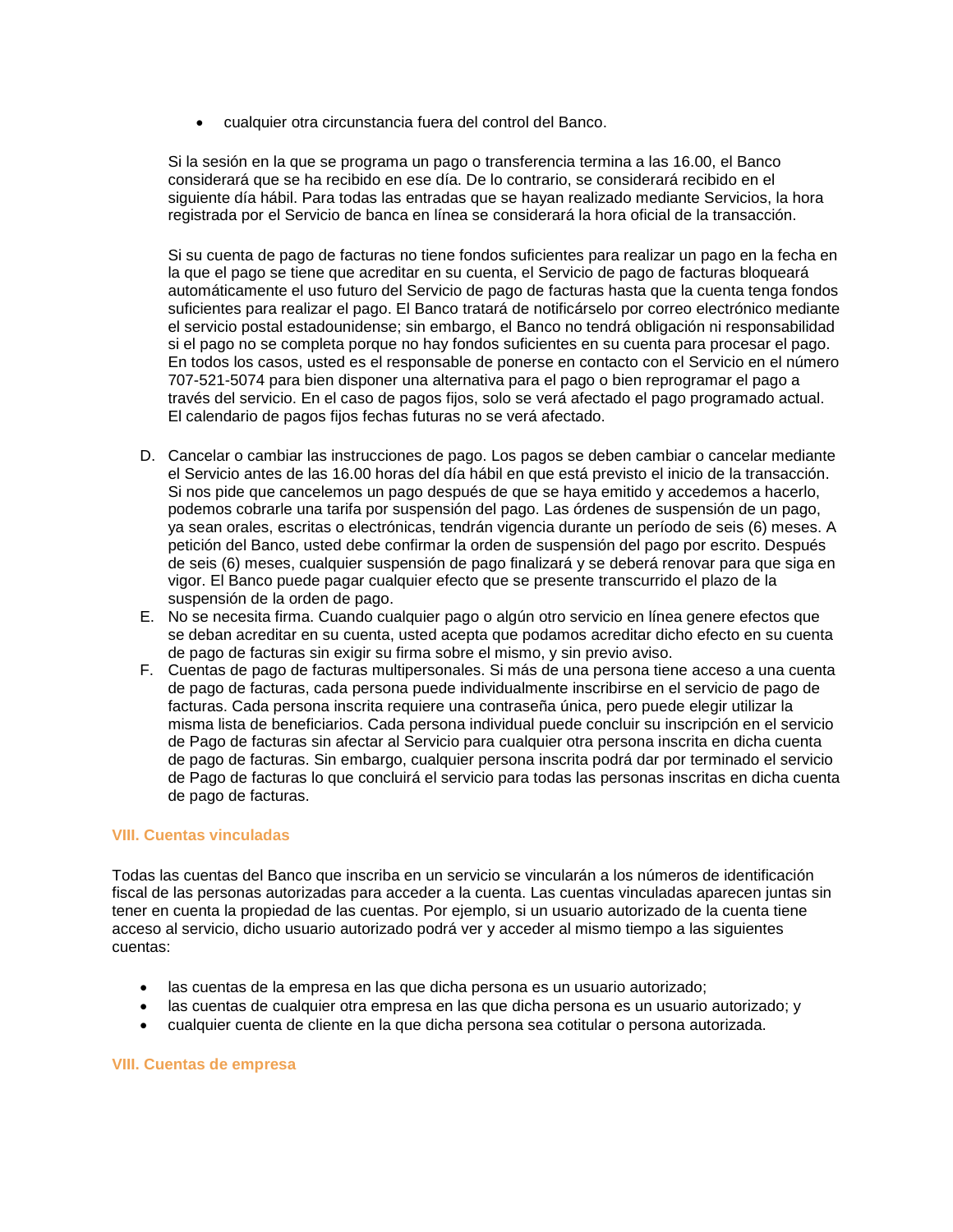- cualquier otra circunstancia fuera del control del Banco.

Si la sesión en la que se programa un pago o transferencia termina a las 16.00, el Banco considerará que se ha recibido en ese día. De lo contrario, se considerará recibido en el siguiente día hábil. Para todas las entradas que se hayan realizado mediante Servicios, la hora registrada por el Servicio de banca en línea se considerará la hora oficial de la transacción.

Si su cuenta de pago de facturas no tiene fondos suficientes para realizar un pago en la fecha en la que el pago se tiene que acreditar en su cuenta, el Servicio de pago de facturas bloqueará automáticamente el uso futuro del Servicio de pago de facturas hasta que la cuenta tenga fondos suficientes para realizar el pago. El Banco tratará de notificárselo por correo electrónico mediante el servicio postal estadounidense; sin embargo, el Banco no tendrá obligación ni responsabilidad si el pago no se completa porque no hay fondos suficientes en su cuenta para procesar el pago. En todos los casos, usted es el responsable de ponerse en contacto con el Servicio en el número 707-521-5074 para bien disponer una alternativa para el pago o bien reprogramar el pago a través del servicio. En el caso de pagos fijos, solo se verá afectado el pago programado actual. El calendario de pagos fijos fechas futuras no se verá afectado.

D. Cancelar o cambiar las instrucciones de pago. Los pagos se deben cambiar o cancelar mediante el Servicio antes de las 16.00 horas del día hábil en que está previsto el inicio de la transacción. Si nos pide que cancelemos un pago después de que se haya emitido y accedemos a hacerlo, podemos cobrarle una tarifa por suspensión del pago. Las órdenes de suspensión de un pago, ya sean orales, escritas o electrónicas, tendrán vigencia durante un período de seis (6) meses. A petición del Banco, usted debe confirmar la orden de suspensión del pago por escrito. Después de seis (6) meses, cualquier suspensión de pago finalizará y se deberá renovar para que siga en vigor. El Banco puede pagar cualquier efecto que se presente transcurrido el plazo de la suspensión de la orden de pago.
E. No se necesita firma. Cuando cualquier pago o algún otro servicio en línea genere efectos que se deban acreditar en su cuenta, usted acepta que podamos acreditar dicho efecto en su cuenta de pago de facturas sin exigir su firma sobre el mismo, y sin previo aviso.
F. Cuentas de pago de facturas multipersonales. Si más de una persona tiene acceso a una cuenta de pago de facturas, cada persona puede individualmente inscribirse en el servicio de pago de facturas. Cada persona inscrita requiere una contraseña única, pero puede elegir utilizar la misma lista de beneficiarios. Cada persona individual puede concluir su inscripción en el servicio de Pago de facturas sin afectar al Servicio para cualquier otra persona inscrita en dicha cuenta de pago de facturas. Sin embargo, cualquier persona inscrita podrá dar por terminado el servicio de Pago de facturas lo que concluirá el servicio para todas las personas inscritas en dicha cuenta de pago de facturas.

## VIII. Cuentas vinculadas

Todas las cuentas del Banco que inscriba en un servicio se vincularán a los números de identificación fiscal de las personas autorizadas para acceder a la cuenta. Las cuentas vinculadas aparecen juntas sin tener en cuenta la propiedad de las cuentas. Por ejemplo, si un usuario autorizado de la cuenta tiene acceso al servicio, dicho usuario autorizado podrá ver y acceder al mismo tiempo a las siguientes cuentas:

- las cuentas de la empresa en las que dicha persona es un usuario autorizado;
- las cuentas de cualquier otra empresa en las que dicha persona es un usuario autorizado; y
- cualquier cuenta de cliente en la que dicha persona sea cotitular o persona autorizada.

## VIII. Cuentas de empresa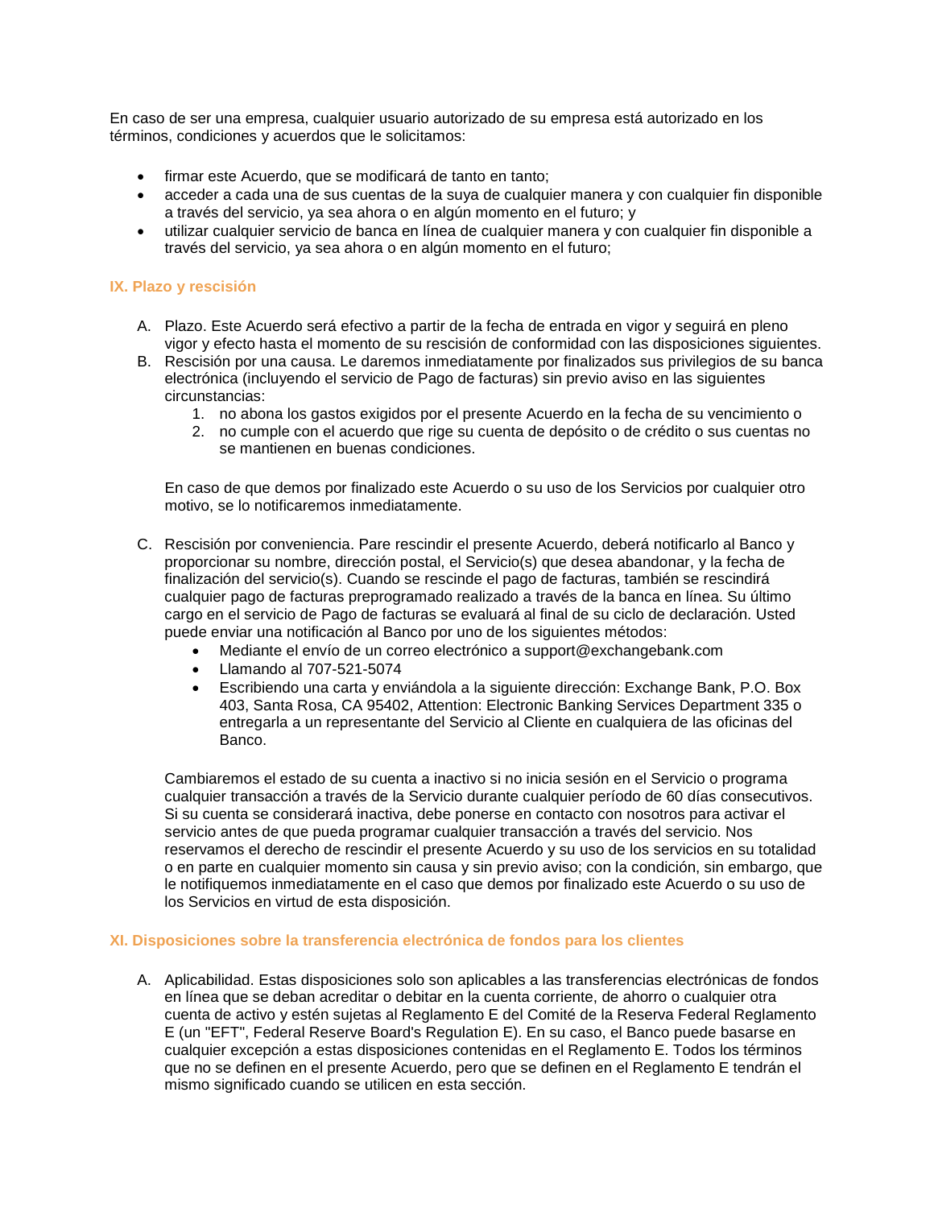En caso de ser una empresa, cualquier usuario autorizado de su empresa está autorizado en los términos, condiciones y acuerdos que le solicitamos:

- firmar este Acuerdo, que se modificará de tanto en tanto;
- acceder a cada una de sus cuentas de la suya de cualquier manera y con cualquier fin disponible a través del servicio, ya sea ahora o en algún momento en el futuro; y
- utilizar cualquier servicio de banca en línea de cualquier manera y con cualquier fin disponible a través del servicio, ya sea ahora o en algún momento en el futuro;

## IX. Plazo y rescisión

A. Plazo. Este Acuerdo será efectivo a partir de la fecha de entrada en vigor y seguirá en pleno vigor y efecto hasta el momento de su rescisión de conformidad con las disposiciones siguientes.

B. Rescisión por una causa. Le daremos inmediatamente por finalizados sus privilegios de su banca electrónica (incluyendo el servicio de Pago de facturas) sin previo aviso en las siguientes circunstancias:

   1. no abona los gastos exigidos por el presente Acuerdo en la fecha de su vencimiento o
   2. no cumple con el acuerdo que rige su cuenta de depósito o de crédito o sus cuentas no se mantienen en buenas condiciones.

   En caso de que demos por finalizado este Acuerdo o su uso de los Servicios por cualquier otro motivo, se lo notificaremos inmediatamente.

C. Rescisión por conveniencia. Pare rescindir el presente Acuerdo, deberá notificarlo al Banco y proporcionar su nombre, dirección postal, el Servicio(s) que desea abandonar, y la fecha de finalización del servicio(s). Cuando se rescinde el pago de facturas, también se rescindirá cualquier pago de facturas preprogramado realizado a través de la banca en línea. Su último cargo en el servicio de Pago de facturas se evaluará al final de su ciclo de declaración. Usted puede enviar una notificación al Banco por uno de los siguientes métodos:

   - Mediante el envío de un correo electrónico a support@exchangebank.com
   - Llamando al 707-521-5074
   - Escribiendo una carta y enviándola a la siguiente dirección: Exchange Bank, P.O. Box 403, Santa Rosa, CA 95402, Attention: Electronic Banking Services Department 335 o entregarla a un representante del Servicio al Cliente en cualquiera de las oficinas del Banco.

   Cambiaremos el estado de su cuenta a inactivo si no inicia sesión en el Servicio o programa cualquier transacción a través de la Servicio durante cualquier período de 60 días consecutivos. Si su cuenta se considerará inactiva, debe ponerse en contacto con nosotros para activar el servicio antes de que pueda programar cualquier transacción a través del servicio. Nos reservamos el derecho de rescindir el presente Acuerdo y su uso de los servicios en su totalidad o en parte en cualquier momento sin causa y sin previo aviso; con la condición, sin embargo, que le notifiquemos inmediatamente en el caso que demos por finalizado este Acuerdo o su uso de los Servicios en virtud de esta disposición.

## XI. Disposiciones sobre la transferencia electrónica de fondos para los clientes

A. Aplicabilidad. Estas disposiciones solo son aplicables a las transferencias electrónicas de fondos en línea que se deban acreditar o debitar en la cuenta corriente, de ahorro o cualquier otra cuenta de activo y estén sujetas al Reglamento E del Comité de la Reserva Federal Reglamento E (un "EFT", Federal Reserve Board's Regulation E). En su caso, el Banco puede basarse en cualquier excepción a estas disposiciones contenidas en el Reglamento E. Todos los términos que no se definen en el presente Acuerdo, pero que se definen en el Reglamento E tendrán el mismo significado cuando se utilicen en esta sección.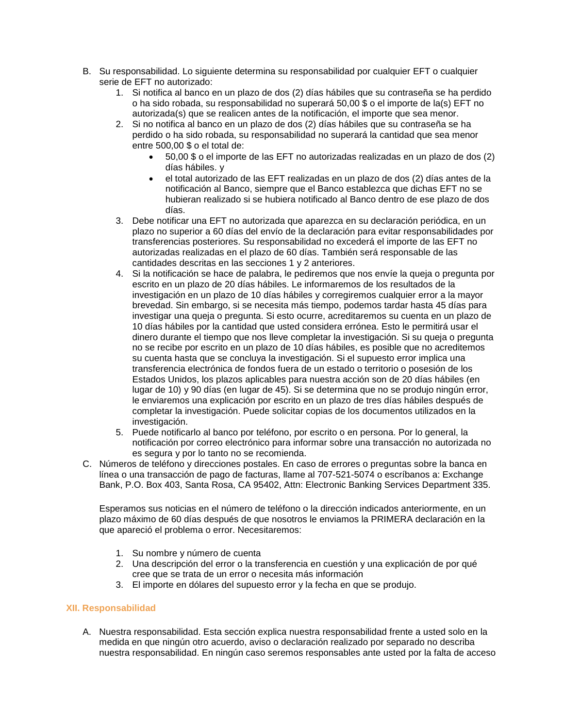B. Su responsabilidad. Lo siguiente determina su responsabilidad por cualquier EFT o cualquier serie de EFT no autorizado:
   1. Si notifica al banco en un plazo de dos (2) días hábiles que su contraseña se ha perdido o ha sido robada, su responsabilidad no superará 50,00 $ o el importe de la(s) EFT no autorizada(s) que se realicen antes de la notificación, el importe que sea menor.
   2. Si no notifica al banco en un plazo de dos (2) días hábiles que su contraseña se ha perdido o ha sido robada, su responsabilidad no superará la cantidad que sea menor entre 500,00 $ o el total de:
      - 50,00 $ o el importe de las EFT no autorizadas realizadas en un plazo de dos (2) días hábiles. y
      - el total autorizado de las EFT realizadas en un plazo de dos (2) días antes de la notificación al Banco, siempre que el Banco establezca que dichas EFT no se hubieran realizado si se hubiera notificado al Banco dentro de ese plazo de dos días.
   3. Debe notificar una EFT no autorizada que aparezca en su declaración periódica, en un plazo no superior a 60 días del envío de la declaración para evitar responsabilidades por transferencias posteriores. Su responsabilidad no excederá el importe de las EFT no autorizadas realizadas en el plazo de 60 días. También será responsable de las cantidades descritas en las secciones 1 y 2 anteriores.
   4. Si la notificación se hace de palabra, le pediremos que nos envíe la queja o pregunta por escrito en un plazo de 20 días hábiles. Le informaremos de los resultados de la investigación en un plazo de 10 días hábiles y corregiremos cualquier error a la mayor brevedad. Sin embargo, si se necesita más tiempo, podemos tardar hasta 45 días para investigar una queja o pregunta. Si esto ocurre, acreditaremos su cuenta en un plazo de 10 días hábiles por la cantidad que usted considera errónea. Esto le permitirá usar el dinero durante el tiempo que nos lleve completar la investigación. Si su queja o pregunta no se recibe por escrito en un plazo de 10 días hábiles, es posible que no acreditemos su cuenta hasta que se concluya la investigación. Si el supuesto error implica una transferencia electrónica de fondos fuera de un estado o territorio o posesión de los Estados Unidos, los plazos aplicables para nuestra acción son de 20 días hábiles (en lugar de 10) y 90 días (en lugar de 45). Si se determina que no se produjo ningún error, le enviaremos una explicación por escrito en un plazo de tres días hábiles después de completar la investigación. Puede solicitar copias de los documentos utilizados en la investigación.
   5. Puede notificarlo al banco por teléfono, por escrito o en persona. Por lo general, la notificación por correo electrónico para informar sobre una transacción no autorizada no es segura y por lo tanto no se recomienda.

C. Números de teléfono y direcciones postales. En caso de errores o preguntas sobre la banca en línea o una transacción de pago de facturas, llame al 707-521-5074 o escríbanos a: Exchange Bank, P.O. Box 403, Santa Rosa, CA 95402, Attn: Electronic Banking Services Department 335.

   Esperamos sus noticias en el número de teléfono o la dirección indicados anteriormente, en un plazo máximo de 60 días después de que nosotros le enviamos la PRIMERA declaración en la que apareció el problema o error. Necesitaremos:

   1. Su nombre y número de cuenta
   2. Una descripción del error o la transferencia en cuestión y una explicación de por qué cree que se trata de un error o necesita más información
   3. El importe en dólares del supuesto error y la fecha en que se produjo.

## XII. Responsabilidad

A. Nuestra responsabilidad. Esta sección explica nuestra responsabilidad frente a usted solo en la medida en que ningún otro acuerdo, aviso o declaración realizado por separado no describa nuestra responsabilidad. En ningún caso seremos responsables ante usted por la falta de acceso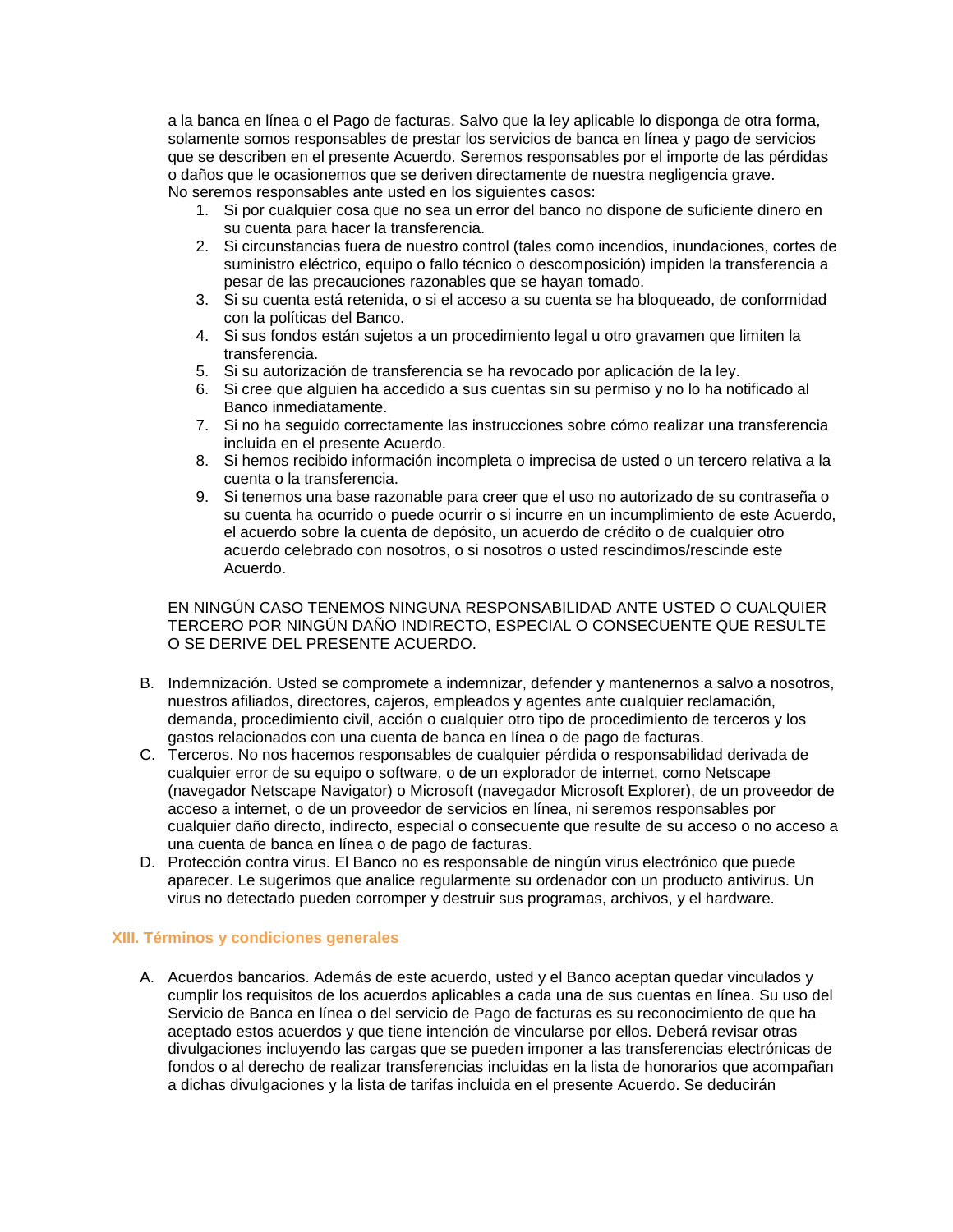a la banca en línea o el Pago de facturas. Salvo que la ley aplicable lo disponga de otra forma, solamente somos responsables de prestar los servicios de banca en línea y pago de servicios que se describen en el presente Acuerdo. Seremos responsables por el importe de las pérdidas o daños que le ocasionemos que se deriven directamente de nuestra negligencia grave.
No seremos responsables ante usted en los siguientes casos:

1. Si por cualquier cosa que no sea un error del banco no dispone de suficiente dinero en su cuenta para hacer la transferencia.
2. Si circunstancias fuera de nuestro control (tales como incendios, inundaciones, cortes de suministro eléctrico, equipo o fallo técnico o descomposición) impiden la transferencia a pesar de las precauciones razonables que se hayan tomado.
3. Si su cuenta está retenida, o si el acceso a su cuenta se ha bloqueado, de conformidad con la políticas del Banco.
4. Si sus fondos están sujetos a un procedimiento legal u otro gravamen que limiten la transferencia.
5. Si su autorización de transferencia se ha revocado por aplicación de la ley.
6. Si cree que alguien ha accedido a sus cuentas sin su permiso y no lo ha notificado al Banco inmediatamente.
7. Si no ha seguido correctamente las instrucciones sobre cómo realizar una transferencia incluida en el presente Acuerdo.
8. Si hemos recibido información incompleta o imprecisa de usted o un tercero relativa a la cuenta o la transferencia.
9. Si tenemos una base razonable para creer que el uso no autorizado de su contraseña o su cuenta ha ocurrido o puede ocurrir o si incurre en un incumplimiento de este Acuerdo, el acuerdo sobre la cuenta de depósito, un acuerdo de crédito o de cualquier otro acuerdo celebrado con nosotros, o si nosotros o usted rescindimos/rescinde este Acuerdo.

EN NINGÚN CASO TENEMOS NINGUNA RESPONSABILIDAD ANTE USTED O CUALQUIER TERCERO POR NINGÚN DAÑO INDIRECTO, ESPECIAL O CONSECUENTE QUE RESULTE O SE DERIVE DEL PRESENTE ACUERDO.

B. Indemnización. Usted se compromete a indemnizar, defender y mantenernos a salvo a nosotros, nuestros afiliados, directores, cajeros, empleados y agentes ante cualquier reclamación, demanda, procedimiento civil, acción o cualquier otro tipo de procedimiento de terceros y los gastos relacionados con una cuenta de banca en línea o de pago de facturas.
C. Terceros. No nos hacemos responsables de cualquier pérdida o responsabilidad derivada de cualquier error de su equipo o software, o de un explorador de internet, como Netscape (navegador Netscape Navigator) o Microsoft (navegador Microsoft Explorer), de un proveedor de acceso a internet, o de un proveedor de servicios en línea, ni seremos responsables por cualquier daño directo, indirecto, especial o consecuente que resulte de su acceso o no acceso a una cuenta de banca en línea o de pago de facturas.
D. Protección contra virus. El Banco no es responsable de ningún virus electrónico que puede aparecer. Le sugerimos que analice regularmente su ordenador con un producto antivirus. Un virus no detectado pueden corromper y destruir sus programas, archivos, y el hardware.

## XIII. Términos y condiciones generales

A. Acuerdos bancarios. Además de este acuerdo, usted y el Banco aceptan quedar vinculados y cumplir los requisitos de los acuerdos aplicables a cada una de sus cuentas en línea. Su uso del Servicio de Banca en línea o del servicio de Pago de facturas es su reconocimiento de que ha aceptado estos acuerdos y que tiene intención de vincularse por ellos. Deberá revisar otras divulgaciones incluyendo las cargas que se pueden imponer a las transferencias electrónicas de fondos o al derecho de realizar transferencias incluidas en la lista de honorarios que acompañan a dichas divulgaciones y la lista de tarifas incluida en el presente Acuerdo. Se deducirán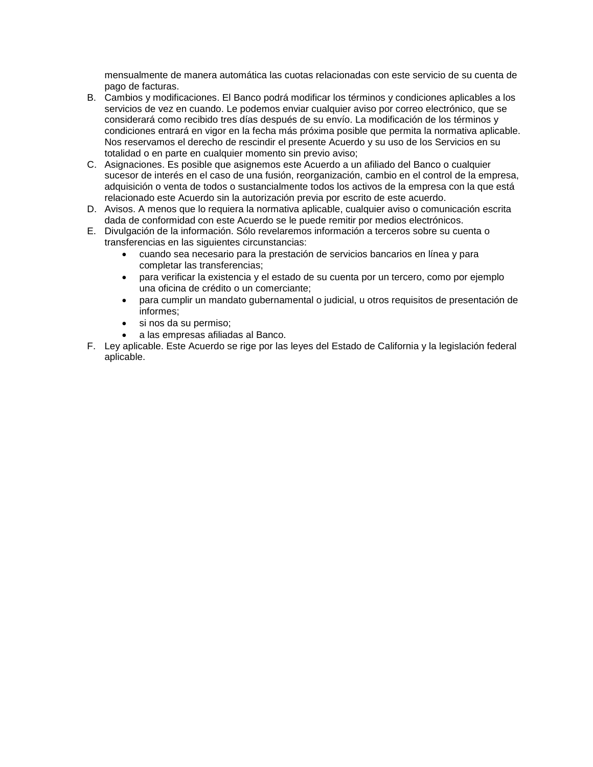mensualmente de manera automática las cuotas relacionadas con este servicio de su cuenta de pago de facturas.

B. Cambios y modificaciones. El Banco podrá modificar los términos y condiciones aplicables a los servicios de vez en cuando. Le podemos enviar cualquier aviso por correo electrónico, que se considerará como recibido tres días después de su envío. La modificación de los términos y condiciones entrará en vigor en la fecha más próxima posible que permita la normativa aplicable. Nos reservamos el derecho de rescindir el presente Acuerdo y su uso de los Servicios en su totalidad o en parte en cualquier momento sin previo aviso;
C. Asignaciones. Es posible que asignemos este Acuerdo a un afiliado del Banco o cualquier sucesor de interés en el caso de una fusión, reorganización, cambio en el control de la empresa, adquisición o venta de todos o sustancialmente todos los activos de la empresa con la que está relacionado este Acuerdo sin la autorización previa por escrito de este acuerdo.
D. Avisos. A menos que lo requiera la normativa aplicable, cualquier aviso o comunicación escrita dada de conformidad con este Acuerdo se le puede remitir por medios electrónicos.
E. Divulgación de la información. Sólo revelaremos información a terceros sobre su cuenta o transferencias en las siguientes circunstancias:
    - cuando sea necesario para la prestación de servicios bancarios en línea y para completar las transferencias;
    - para verificar la existencia y el estado de su cuenta por un tercero, como por ejemplo una oficina de crédito o un comerciante;
    - para cumplir un mandato gubernamental o judicial, u otros requisitos de presentación de informes;
    - si nos da su permiso;
    - a las empresas afiliadas al Banco.
F. Ley aplicable. Este Acuerdo se rige por las leyes del Estado de California y la legislación federal aplicable.